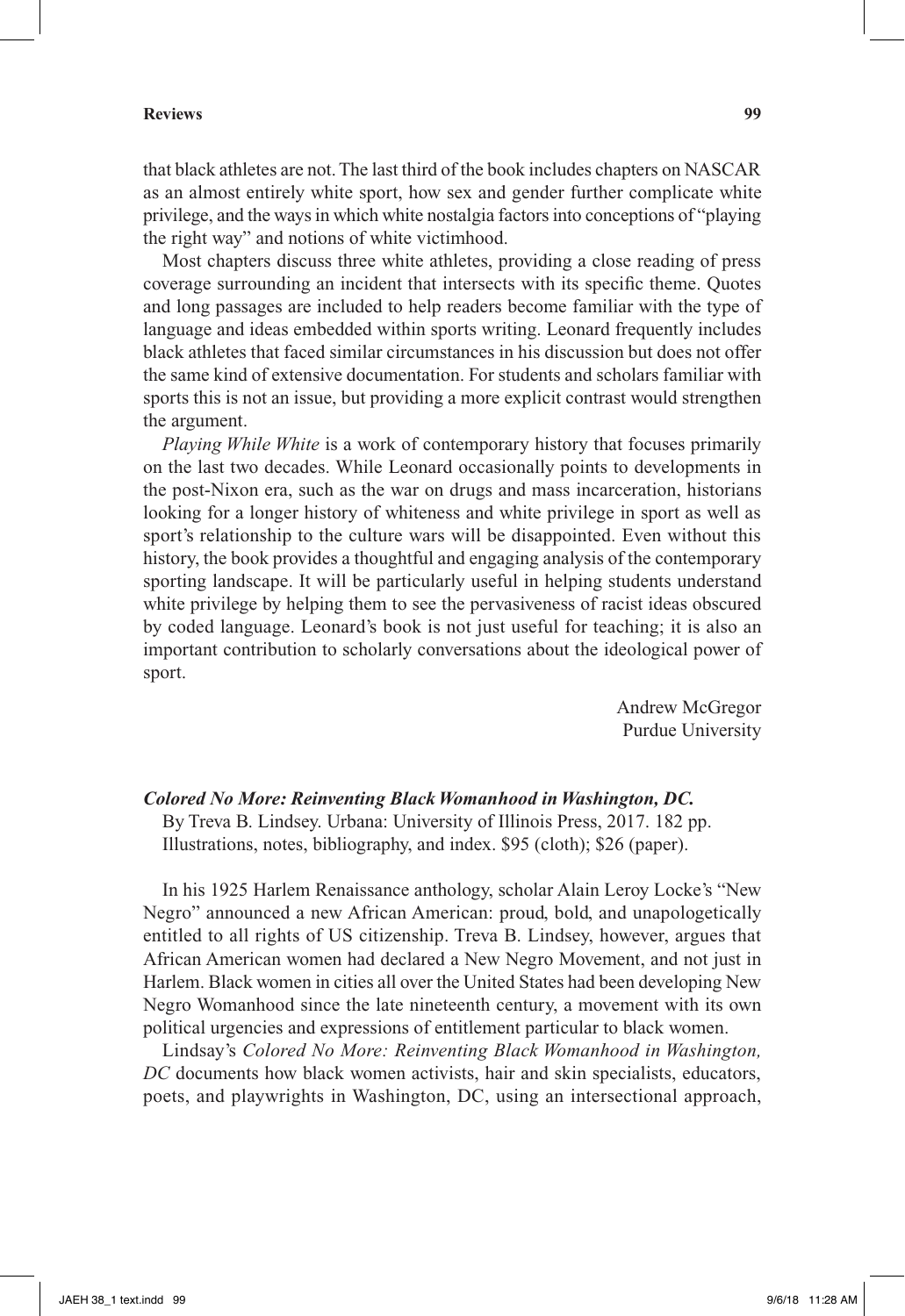that black athletes are not. The last third of the book includes chapters on NASCAR as an almost entirely white sport, how sex and gender further complicate white privilege, and the ways in which white nostalgia factors into conceptions of "playing the right way" and notions of white victimhood.

Most chapters discuss three white athletes, providing a close reading of press coverage surrounding an incident that intersects with its specific theme. Quotes and long passages are included to help readers become familiar with the type of language and ideas embedded within sports writing. Leonard frequently includes black athletes that faced similar circumstances in his discussion but does not offer the same kind of extensive documentation. For students and scholars familiar with sports this is not an issue, but providing a more explicit contrast would strengthen the argument.

*Playing While White* is a work of contemporary history that focuses primarily on the last two decades. While Leonard occasionally points to developments in the post-Nixon era, such as the war on drugs and mass incarceration, historians looking for a longer history of whiteness and white privilege in sport as well as sport's relationship to the culture wars will be disappointed. Even without this history, the book provides a thoughtful and engaging analysis of the contemporary sporting landscape. It will be particularly useful in helping students understand white privilege by helping them to see the pervasiveness of racist ideas obscured by coded language. Leonard's book is not just useful for teaching; it is also an important contribution to scholarly conversations about the ideological power of sport.

Andrew McGregor
Purdue University

***Colored No More: Reinventing Black Womanhood in Washington, DC.***
By Treva B. Lindsey. Urbana: University of Illinois Press, 2017. 182 pp. Illustrations, notes, bibliography, and index. $95 (cloth); $26 (paper).

In his 1925 Harlem Renaissance anthology, scholar Alain Leroy Locke's "New Negro" announced a new African American: proud, bold, and unapologetically entitled to all rights of US citizenship. Treva B. Lindsey, however, argues that African American women had declared a New Negro Movement, and not just in Harlem. Black women in cities all over the United States had been developing New Negro Womanhood since the late nineteenth century, a movement with its own political urgencies and expressions of entitlement particular to black women.

Lindsay's *Colored No More: Reinventing Black Womanhood in Washington, DC* documents how black women activists, hair and skin specialists, educators, poets, and playwrights in Washington, DC, using an intersectional approach,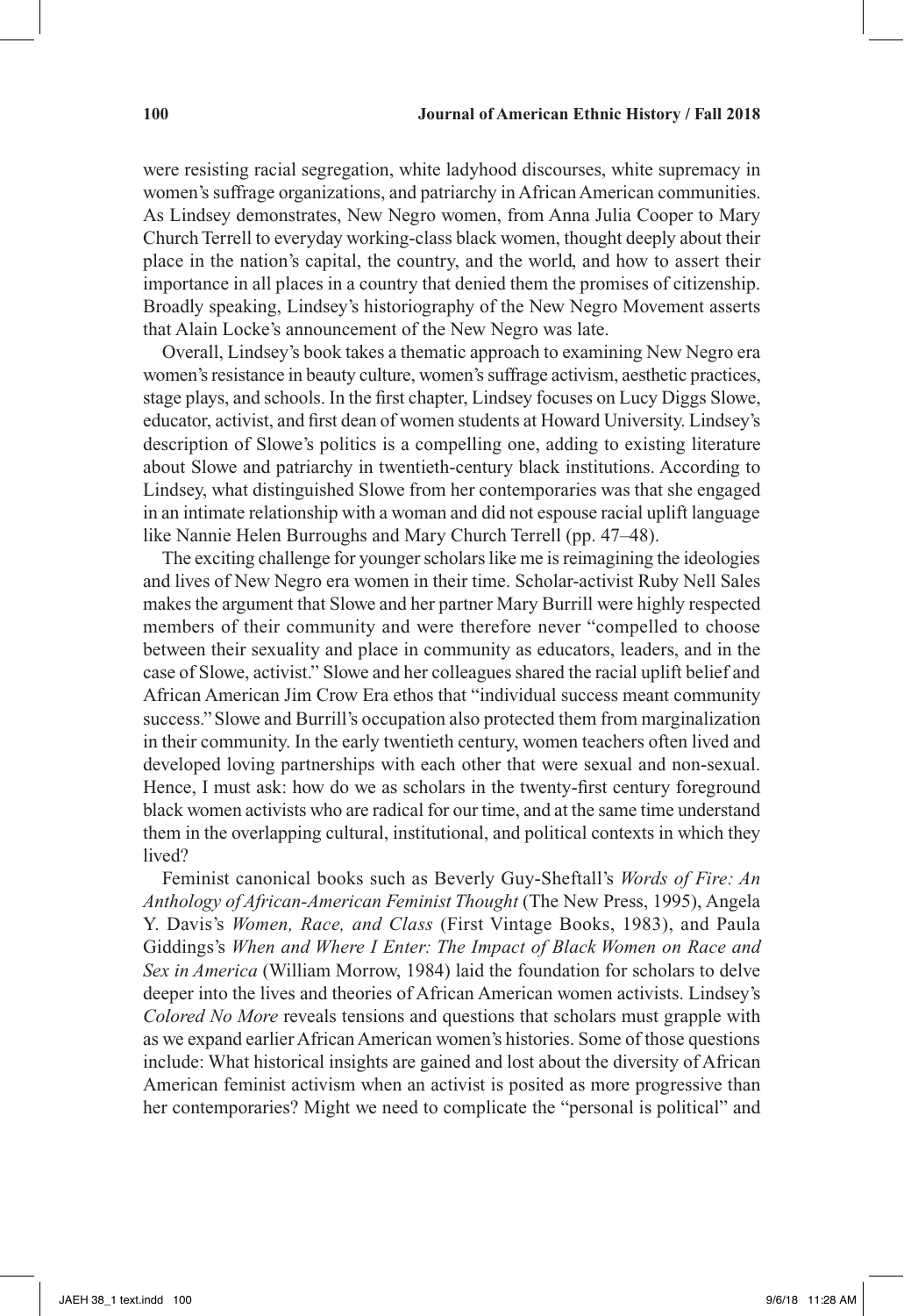were resisting racial segregation, white ladyhood discourses, white supremacy in women's suffrage organizations, and patriarchy in African American communities. As Lindsey demonstrates, New Negro women, from Anna Julia Cooper to Mary Church Terrell to everyday working-class black women, thought deeply about their place in the nation's capital, the country, and the world, and how to assert their importance in all places in a country that denied them the promises of citizenship. Broadly speaking, Lindsey's historiography of the New Negro Movement asserts that Alain Locke's announcement of the New Negro was late.

Overall, Lindsey's book takes a thematic approach to examining New Negro era women's resistance in beauty culture, women's suffrage activism, aesthetic practices, stage plays, and schools. In the first chapter, Lindsey focuses on Lucy Diggs Slowe, educator, activist, and first dean of women students at Howard University. Lindsey's description of Slowe's politics is a compelling one, adding to existing literature about Slowe and patriarchy in twentieth-century black institutions. According to Lindsey, what distinguished Slowe from her contemporaries was that she engaged in an intimate relationship with a woman and did not espouse racial uplift language like Nannie Helen Burroughs and Mary Church Terrell (pp. 47–48).

The exciting challenge for younger scholars like me is reimagining the ideologies and lives of New Negro era women in their time. Scholar-activist Ruby Nell Sales makes the argument that Slowe and her partner Mary Burrill were highly respected members of their community and were therefore never "compelled to choose between their sexuality and place in community as educators, leaders, and in the case of Slowe, activist." Slowe and her colleagues shared the racial uplift belief and African American Jim Crow Era ethos that "individual success meant community success." Slowe and Burrill's occupation also protected them from marginalization in their community. In the early twentieth century, women teachers often lived and developed loving partnerships with each other that were sexual and non-sexual. Hence, I must ask: how do we as scholars in the twenty-first century foreground black women activists who are radical for our time, and at the same time understand them in the overlapping cultural, institutional, and political contexts in which they lived?

Feminist canonical books such as Beverly Guy-Sheftall's *Words of Fire: An Anthology of African-American Feminist Thought* (The New Press, 1995), Angela Y. Davis's *Women, Race, and Class* (First Vintage Books, 1983), and Paula Giddings's *When and Where I Enter: The Impact of Black Women on Race and Sex in America* (William Morrow, 1984) laid the foundation for scholars to delve deeper into the lives and theories of African American women activists. Lindsey's *Colored No More* reveals tensions and questions that scholars must grapple with as we expand earlier African American women's histories. Some of those questions include: What historical insights are gained and lost about the diversity of African American feminist activism when an activist is posited as more progressive than her contemporaries? Might we need to complicate the "personal is political" and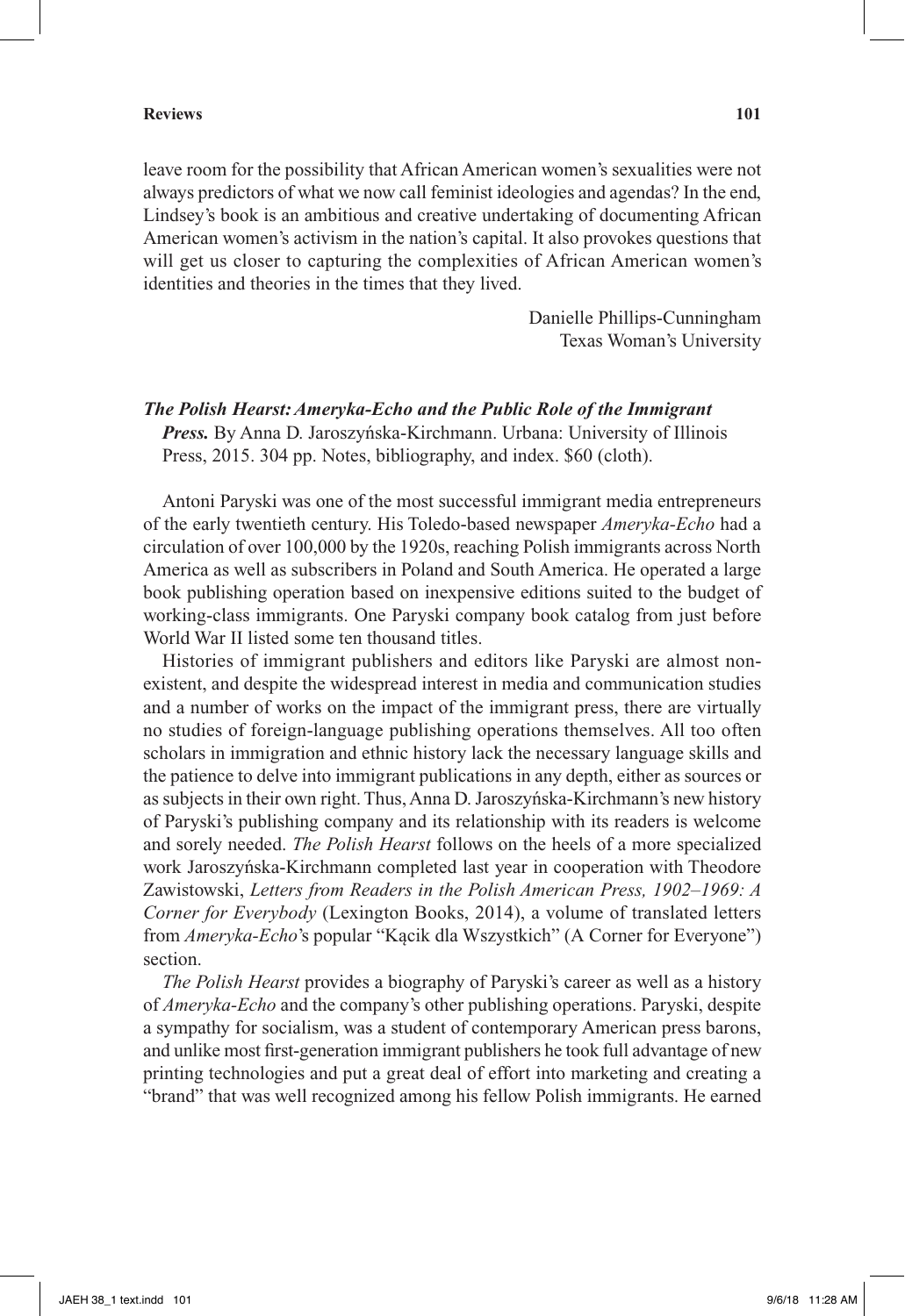leave room for the possibility that African American women's sexualities were not always predictors of what we now call feminist ideologies and agendas? In the end, Lindsey's book is an ambitious and creative undertaking of documenting African American women's activism in the nation's capital. It also provokes questions that will get us closer to capturing the complexities of African American women's identities and theories in the times that they lived.

Danielle Phillips-Cunningham
Texas Woman's University

***The Polish Hearst: Ameryka-Echo and the Public Role of the Immigrant Press.*** By Anna D. Jaroszyńska-Kirchmann. Urbana: University of Illinois Press, 2015. 304 pp. Notes, bibliography, and index. $60 (cloth).

Antoni Paryski was one of the most successful immigrant media entrepreneurs of the early twentieth century. His Toledo-based newspaper *Ameryka-Echo* had a circulation of over 100,000 by the 1920s, reaching Polish immigrants across North America as well as subscribers in Poland and South America. He operated a large book publishing operation based on inexpensive editions suited to the budget of working-class immigrants. One Paryski company book catalog from just before World War II listed some ten thousand titles.

Histories of immigrant publishers and editors like Paryski are almost non-existent, and despite the widespread interest in media and communication studies and a number of works on the impact of the immigrant press, there are virtually no studies of foreign-language publishing operations themselves. All too often scholars in immigration and ethnic history lack the necessary language skills and the patience to delve into immigrant publications in any depth, either as sources or as subjects in their own right. Thus, Anna D. Jaroszyńska-Kirchmann's new history of Paryski's publishing company and its relationship with its readers is welcome and sorely needed. *The Polish Hearst* follows on the heels of a more specialized work Jaroszyńska-Kirchmann completed last year in cooperation with Theodore Zawistowski, *Letters from Readers in the Polish American Press, 1902–1969: A Corner for Everybody* (Lexington Books, 2014), a volume of translated letters from *Ameryka-Echo*'s popular "Kącik dla Wszystkich" (A Corner for Everyone") section.

*The Polish Hearst* provides a biography of Paryski's career as well as a history of *Ameryka-Echo* and the company's other publishing operations. Paryski, despite a sympathy for socialism, was a student of contemporary American press barons, and unlike most first-generation immigrant publishers he took full advantage of new printing technologies and put a great deal of effort into marketing and creating a "brand" that was well recognized among his fellow Polish immigrants. He earned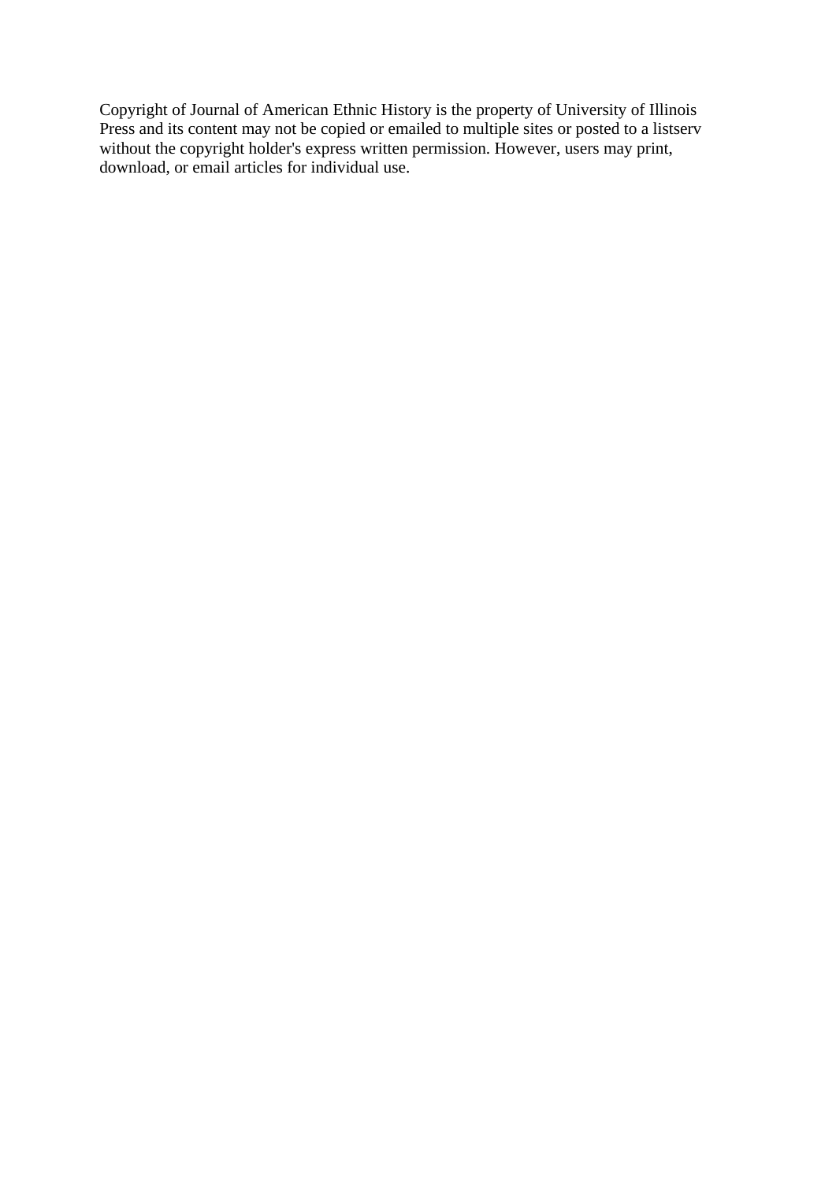Copyright of Journal of American Ethnic History is the property of University of Illinois Press and its content may not be copied or emailed to multiple sites or posted to a listserv without the copyright holder's express written permission. However, users may print, download, or email articles for individual use.